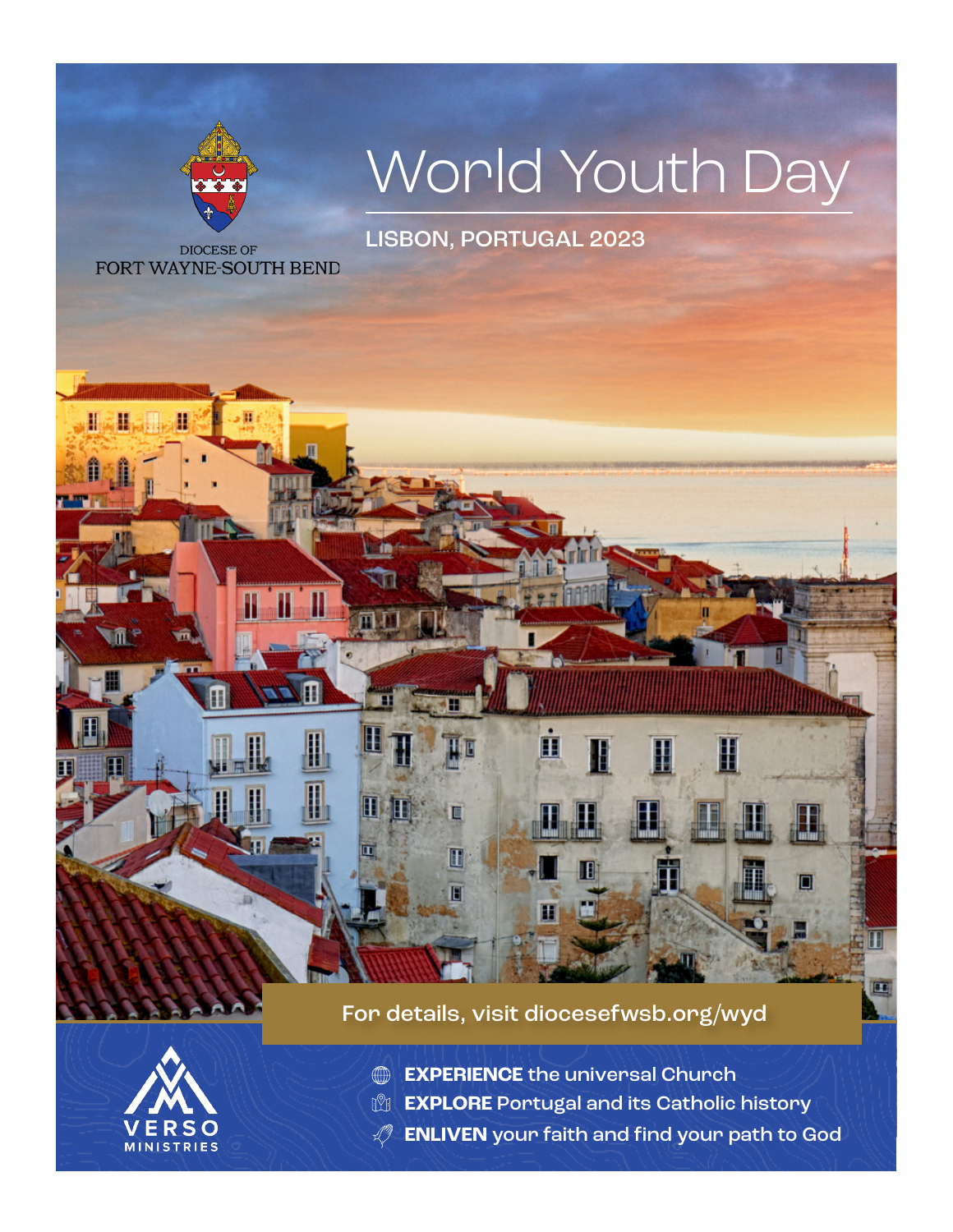DIOCESE OF
FORT WAYNE-SOUTH BEND

# World Youth Day

## LISBON, PORTUGAL 2023

For details, visit diocesefwsb.org/wyd

VERSO MINISTRIES

- **EXPERIENCE** the universal Church
- **EXPLORE** Portugal and its Catholic history
- **ENLIVEN** your faith and find your path to God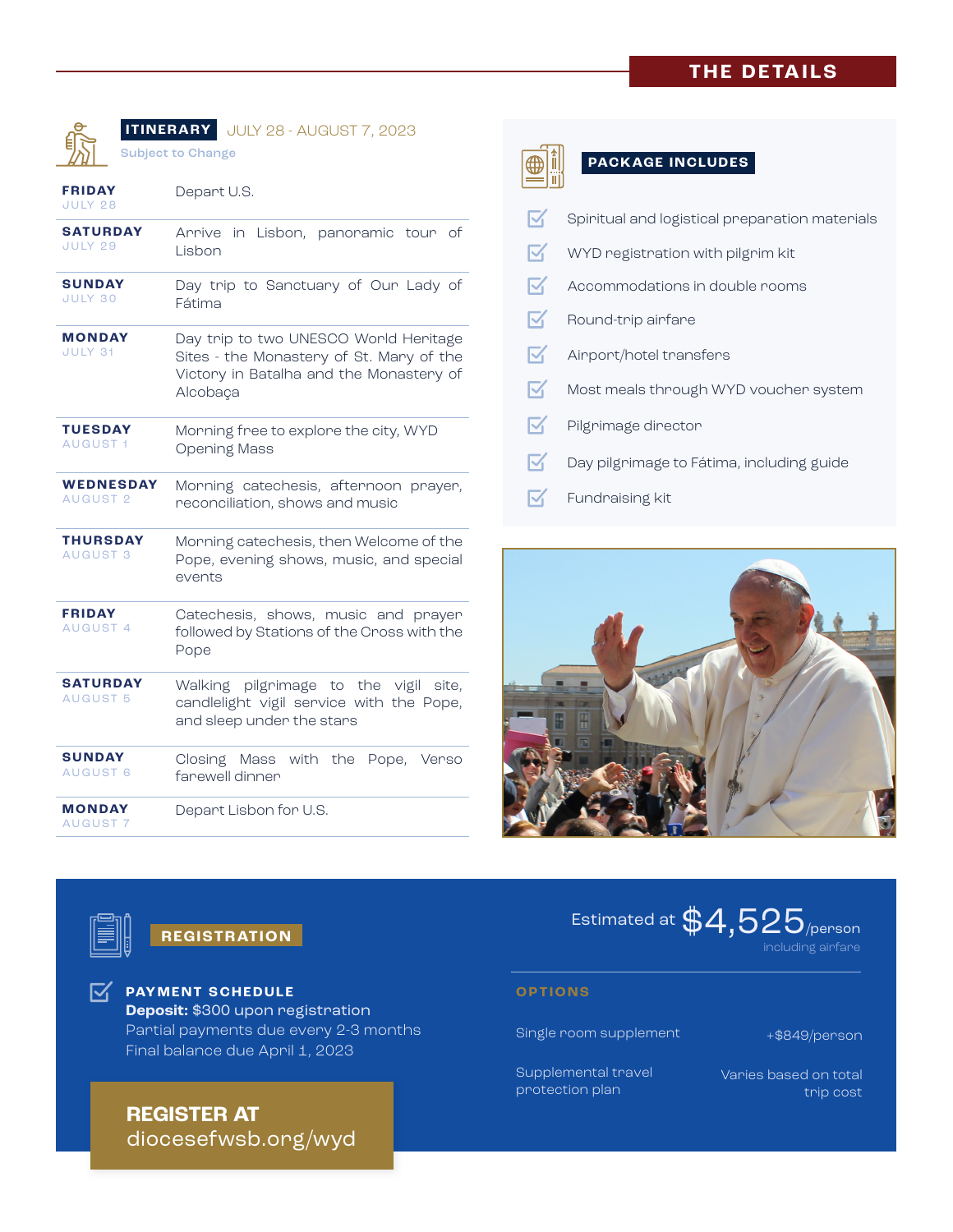## THE DETAILS

### ITINERARY JULY 28 - AUGUST 7, 2023

Subject to Change

| | |
|---|---|
| **FRIDAY** JULY 28 | Depart U.S. |
| **SATURDAY** JULY 29 | Arrive in Lisbon, panoramic tour of Lisbon |
| **SUNDAY** JULY 30 | Day trip to Sanctuary of Our Lady of Fátima |
| **MONDAY** JULY 31 | Day trip to two UNESCO World Heritage Sites - the Monastery of St. Mary of the Victory in Batalha and the Monastery of Alcobaça |
| **TUESDAY** AUGUST 1 | Morning free to explore the city, WYD Opening Mass |
| **WEDNESDAY** AUGUST 2 | Morning catechesis, afternoon prayer, reconciliation, shows and music |
| **THURSDAY** AUGUST 3 | Morning catechesis, then Welcome of the Pope, evening shows, music, and special events |
| **FRIDAY** AUGUST 4 | Catechesis, shows, music and prayer followed by Stations of the Cross with the Pope |
| **SATURDAY** AUGUST 5 | Walking pilgrimage to the vigil site, candlelight vigil service with the Pope, and sleep under the stars |
| **SUNDAY** AUGUST 6 | Closing Mass with the Pope, Verso farewell dinner |
| **MONDAY** AUGUST 7 | Depart Lisbon for U.S. |

### PACKAGE INCLUDES

- Spiritual and logistical preparation materials
- WYD registration with pilgrim kit
- Accommodations in double rooms
- Round-trip airfare
- Airport/hotel transfers
- Most meals through WYD voucher system
- Pilgrimage director
- Day pilgrimage to Fátima, including guide
- Fundraising kit

### REGISTRATION

**PAYMENT SCHEDULE**
**Deposit:** $300 upon registration
Partial payments due every 2-3 months
Final balance due April 1, 2023

**REGISTER AT**
diocesefwsb.org/wyd

Estimated at **$4,525**/person
including airfare

**OPTIONS**

| | |
|---|---|
| Single room supplement | +$849/person |
| Supplemental travel protection plan | Varies based on total trip cost |